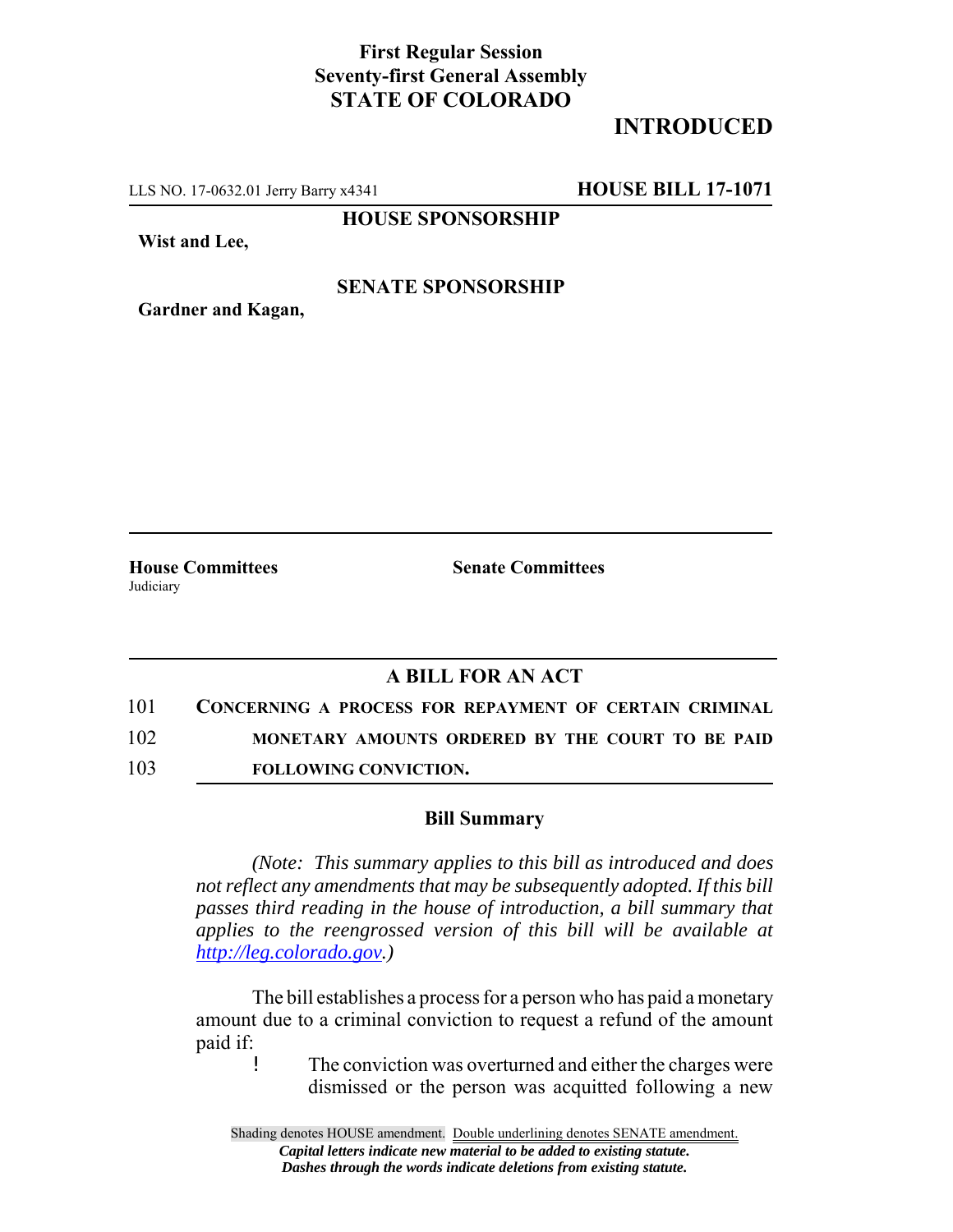**First Regular Session**
**Seventy-first General Assembly**
**STATE OF COLORADO**

## INTRODUCED

LLS NO. 17-0632.01 Jerry Barry x4341 **HOUSE BILL 17-1071**

**HOUSE SPONSORSHIP**

**Wist and Lee,**

**SENATE SPONSORSHIP**

**Gardner and Kagan,**

**House Committees**
Judiciary

**Senate Committees**

### A BILL FOR AN ACT

101 **CONCERNING A PROCESS FOR REPAYMENT OF CERTAIN CRIMINAL**
102 **MONETARY AMOUNTS ORDERED BY THE COURT TO BE PAID**
103 **FOLLOWING CONVICTION.**

### Bill Summary

*(Note: This summary applies to this bill as introduced and does not reflect any amendments that may be subsequently adopted. If this bill passes third reading in the house of introduction, a bill summary that applies to the reengrossed version of this bill will be available at http://leg.colorado.gov.)*

The bill establishes a process for a person who has paid a monetary amount due to a criminal conviction to request a refund of the amount paid if:

- The conviction was overturned and either the charges were dismissed or the person was acquitted following a new

Shading denotes HOUSE amendment. Double underlining denotes SENATE amendment.
*Capital letters indicate new material to be added to existing statute.*
*Dashes through the words indicate deletions from existing statute.*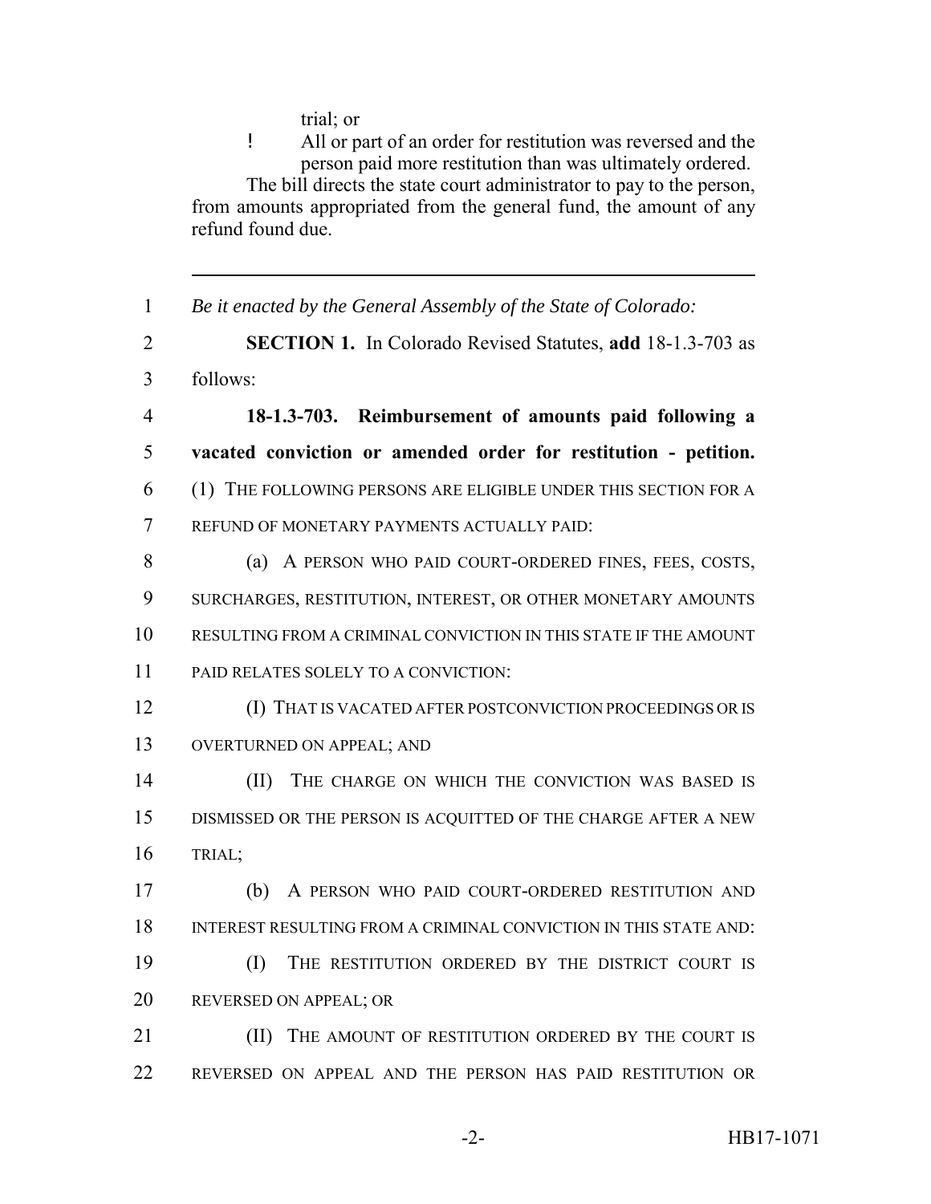trial; or

- All or part of an order for restitution was reversed and the person paid more restitution than was ultimately ordered.

The bill directs the state court administrator to pay to the person, from amounts appropriated from the general fund, the amount of any refund found due.

---

*Be it enacted by the General Assembly of the State of Colorado:*

**SECTION 1.** In Colorado Revised Statutes, **add** 18-1.3-703 as follows:

**18-1.3-703. Reimbursement of amounts paid following a vacated conviction or amended order for restitution - petition.** (1) THE FOLLOWING PERSONS ARE ELIGIBLE UNDER THIS SECTION FOR A REFUND OF MONETARY PAYMENTS ACTUALLY PAID:

(a) A PERSON WHO PAID COURT-ORDERED FINES, FEES, COSTS, SURCHARGES, RESTITUTION, INTEREST, OR OTHER MONETARY AMOUNTS RESULTING FROM A CRIMINAL CONVICTION IN THIS STATE IF THE AMOUNT PAID RELATES SOLELY TO A CONVICTION:

(I) THAT IS VACATED AFTER POSTCONVICTION PROCEEDINGS OR IS OVERTURNED ON APPEAL; AND

(II) THE CHARGE ON WHICH THE CONVICTION WAS BASED IS DISMISSED OR THE PERSON IS ACQUITTED OF THE CHARGE AFTER A NEW TRIAL;

(b) A PERSON WHO PAID COURT-ORDERED RESTITUTION AND INTEREST RESULTING FROM A CRIMINAL CONVICTION IN THIS STATE AND:

(I) THE RESTITUTION ORDERED BY THE DISTRICT COURT IS REVERSED ON APPEAL; OR

(II) THE AMOUNT OF RESTITUTION ORDERED BY THE COURT IS REVERSED ON APPEAL AND THE PERSON HAS PAID RESTITUTION OR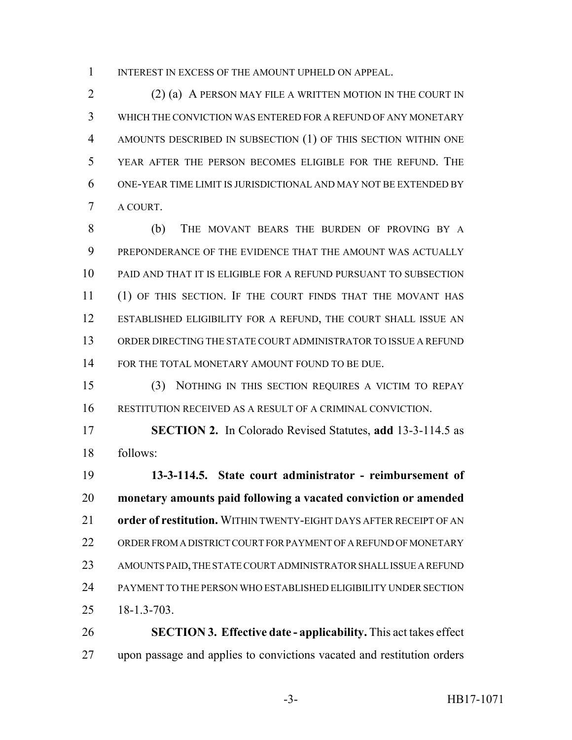INTEREST IN EXCESS OF THE AMOUNT UPHELD ON APPEAL.

(2) (a) A PERSON MAY FILE A WRITTEN MOTION IN THE COURT IN WHICH THE CONVICTION WAS ENTERED FOR A REFUND OF ANY MONETARY AMOUNTS DESCRIBED IN SUBSECTION (1) OF THIS SECTION WITHIN ONE YEAR AFTER THE PERSON BECOMES ELIGIBLE FOR THE REFUND. THE ONE-YEAR TIME LIMIT IS JURISDICTIONAL AND MAY NOT BE EXTENDED BY A COURT.

(b) THE MOVANT BEARS THE BURDEN OF PROVING BY A PREPONDERANCE OF THE EVIDENCE THAT THE AMOUNT WAS ACTUALLY PAID AND THAT IT IS ELIGIBLE FOR A REFUND PURSUANT TO SUBSECTION (1) OF THIS SECTION. IF THE COURT FINDS THAT THE MOVANT HAS ESTABLISHED ELIGIBILITY FOR A REFUND, THE COURT SHALL ISSUE AN ORDER DIRECTING THE STATE COURT ADMINISTRATOR TO ISSUE A REFUND FOR THE TOTAL MONETARY AMOUNT FOUND TO BE DUE.

(3) NOTHING IN THIS SECTION REQUIRES A VICTIM TO REPAY RESTITUTION RECEIVED AS A RESULT OF A CRIMINAL CONVICTION.

**SECTION 2.** In Colorado Revised Statutes, **add** 13-3-114.5 as follows:

**13-3-114.5. State court administrator - reimbursement of monetary amounts paid following a vacated conviction or amended order of restitution.** WITHIN TWENTY-EIGHT DAYS AFTER RECEIPT OF AN ORDER FROM A DISTRICT COURT FOR PAYMENT OF A REFUND OF MONETARY AMOUNTS PAID, THE STATE COURT ADMINISTRATOR SHALL ISSUE A REFUND PAYMENT TO THE PERSON WHO ESTABLISHED ELIGIBILITY UNDER SECTION 18-1.3-703.

**SECTION 3. Effective date - applicability.** This act takes effect upon passage and applies to convictions vacated and restitution orders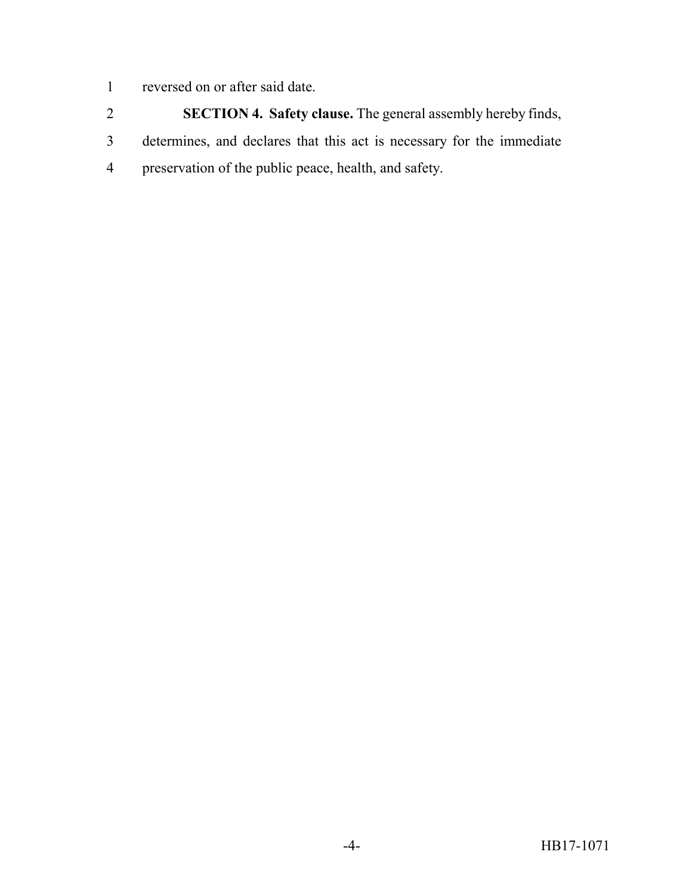reversed on or after said date.

**SECTION 4. Safety clause.** The general assembly hereby finds, determines, and declares that this act is necessary for the immediate preservation of the public peace, health, and safety.